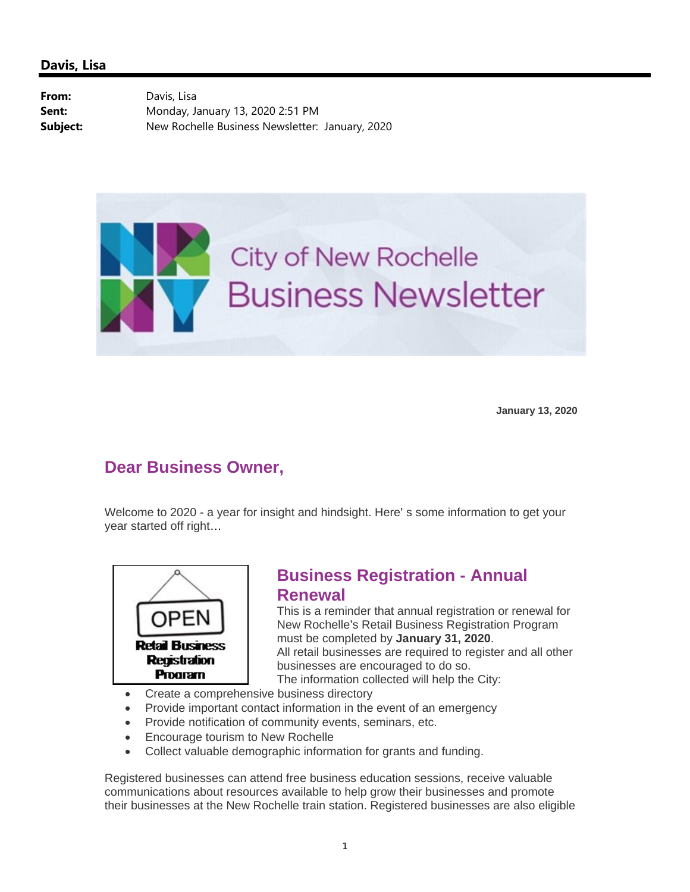## Davis, Lisa

**From:** Davis, Lisa
**Sent:** Monday, January 13, 2020 2:51 PM
**Subject:** New Rochelle Business Newsletter: January, 2020

# City of New Rochelle Business Newsletter

**January 13, 2020**

## Dear Business Owner,

Welcome to 2020 - a year for insight and hindsight. Here' s some information to get your year started off right…

OPEN
Retail Business Registration Program

## Business Registration - Annual Renewal

This is a reminder that annual registration or renewal for New Rochelle's Retail Business Registration Program must be completed by **January 31, 2020**.
All retail businesses are required to register and all other businesses are encouraged to do so.
The information collected will help the City:

- Create a comprehensive business directory
- Provide important contact information in the event of an emergency
- Provide notification of community events, seminars, etc.
- Encourage tourism to New Rochelle
- Collect valuable demographic information for grants and funding.

Registered businesses can attend free business education sessions, receive valuable communications about resources available to help grow their businesses and promote their businesses at the New Rochelle train station. Registered businesses are also eligible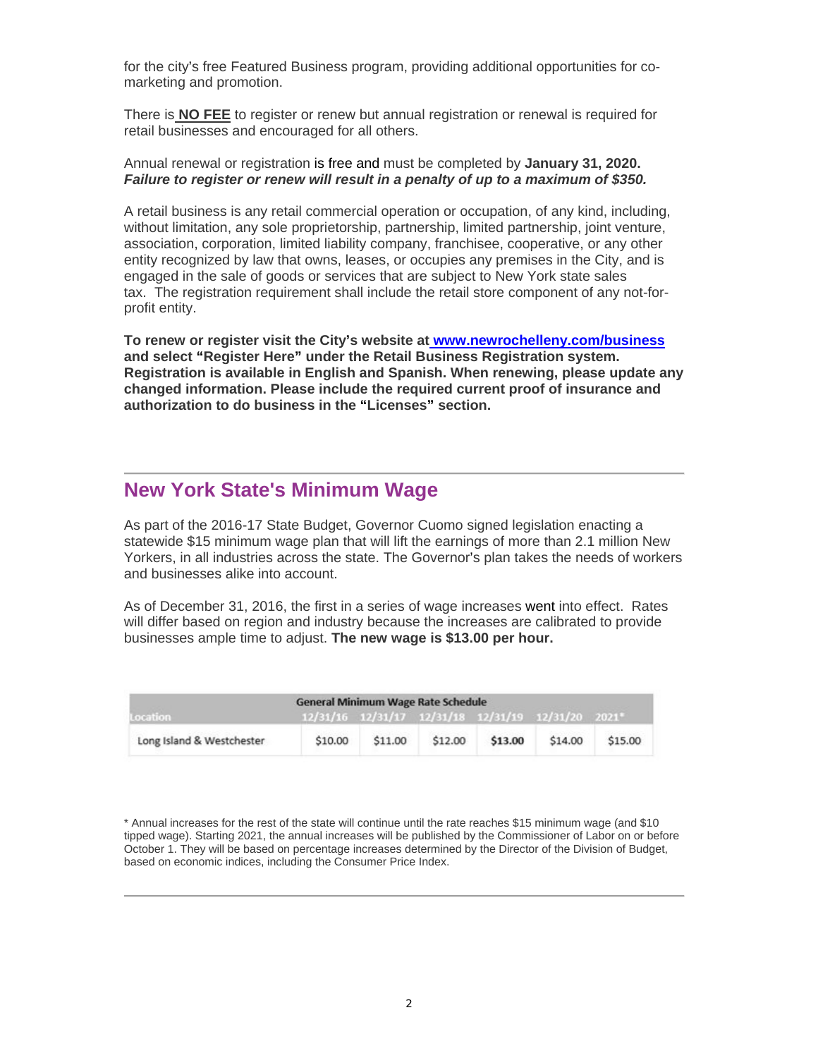for the city's free Featured Business program, providing additional opportunities for co-marketing and promotion.

There is **NO FEE** to register or renew but annual registration or renewal is required for retail businesses and encouraged for all others.

Annual renewal or registration is free and must be completed by **January 31, 2020.** ***Failure to register or renew will result in a penalty of up to a maximum of $350.***

A retail business is any retail commercial operation or occupation, of any kind, including, without limitation, any sole proprietorship, partnership, limited partnership, joint venture, association, corporation, limited liability company, franchisee, cooperative, or any other entity recognized by law that owns, leases, or occupies any premises in the City, and is engaged in the sale of goods or services that are subject to New York state sales tax. The registration requirement shall include the retail store component of any not-for-profit entity.

**To renew or register visit the City's website at [www.newrochelleny.com/business](http://www.newrochelleny.com/business) and select "Register Here" under the Retail Business Registration system. Registration is available in English and Spanish. When renewing, please update any changed information. Please include the required current proof of insurance and authorization to do business in the "Licenses" section.**

## New York State's Minimum Wage

As part of the 2016-17 State Budget, Governor Cuomo signed legislation enacting a statewide $15 minimum wage plan that will lift the earnings of more than 2.1 million New Yorkers, in all industries across the state. The Governor's plan takes the needs of workers and businesses alike into account.

As of December 31, 2016, the first in a series of wage increases went into effect. Rates will differ based on region and industry because the increases are calibrated to provide businesses ample time to adjust. **The new wage is $13.00 per hour.**

| General Minimum Wage Rate Schedule | | | | | | |
|---|---|---|---|---|---|---|
| Location | 12/31/16 | 12/31/17 | 12/31/18 | 12/31/19 | 12/31/20 | 2021* |
| Long Island & Westchester | $10.00 | $11.00 | $12.00 | **$13.00** | $14.00 | $15.00 |

* Annual increases for the rest of the state will continue until the rate reaches $15 minimum wage (and $10 tipped wage). Starting 2021, the annual increases will be published by the Commissioner of Labor on or before October 1. They will be based on percentage increases determined by the Director of the Division of Budget, based on economic indices, including the Consumer Price Index.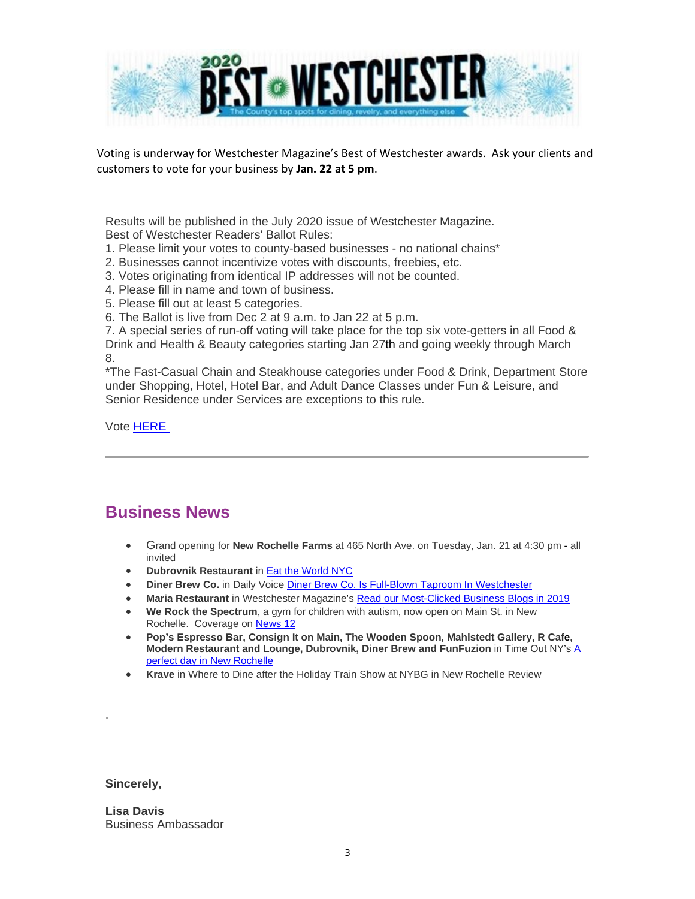Voting is underway for Westchester Magazine's Best of Westchester awards. Ask your clients and customers to vote for your business by **Jan. 22 at 5 pm**.

Results will be published in the July 2020 issue of Westchester Magazine.
Best of Westchester Readers' Ballot Rules:

1. Please limit your votes to county-based businesses - no national chains*
2. Businesses cannot incentivize votes with discounts, freebies, etc.
3. Votes originating from identical IP addresses will not be counted.
4. Please fill in name and town of business.
5. Please fill out at least 5 categories.
6. The Ballot is live from Dec 2 at 9 a.m. to Jan 22 at 5 p.m.
7. A special series of run-off voting will take place for the top six vote-getters in all Food & Drink and Health & Beauty categories starting Jan 27th and going weekly through March 8.

*The Fast-Casual Chain and Steakhouse categories under Food & Drink, Department Store under Shopping, Hotel, Hotel Bar, and Adult Dance Classes under Fun & Leisure, and Senior Residence under Services are exceptions to this rule.

Vote HERE

---

## Business News

- Grand opening for **New Rochelle Farms** at 465 North Ave. on Tuesday, Jan. 21 at 4:30 pm - all invited
- **Dubrovnik Restaurant** in Eat the World NYC
- **Diner Brew Co.** in Daily Voice Diner Brew Co. Is Full-Blown Taproom In Westchester
- **Maria Restaurant** in Westchester Magazine's Read our Most-Clicked Business Blogs in 2019
- **We Rock the Spectrum**, a gym for children with autism, now open on Main St. in New Rochelle. Coverage on News 12
- **Pop's Espresso Bar, Consign It on Main, The Wooden Spoon, Mahlstedt Gallery, R Cafe, Modern Restaurant and Lounge, Dubrovnik, Diner Brew and FunFuzion** in Time Out NY's A perfect day in New Rochelle
- **Krave** in Where to Dine after the Holiday Train Show at NYBG in New Rochelle Review

.

**Sincerely,**

**Lisa Davis**
Business Ambassador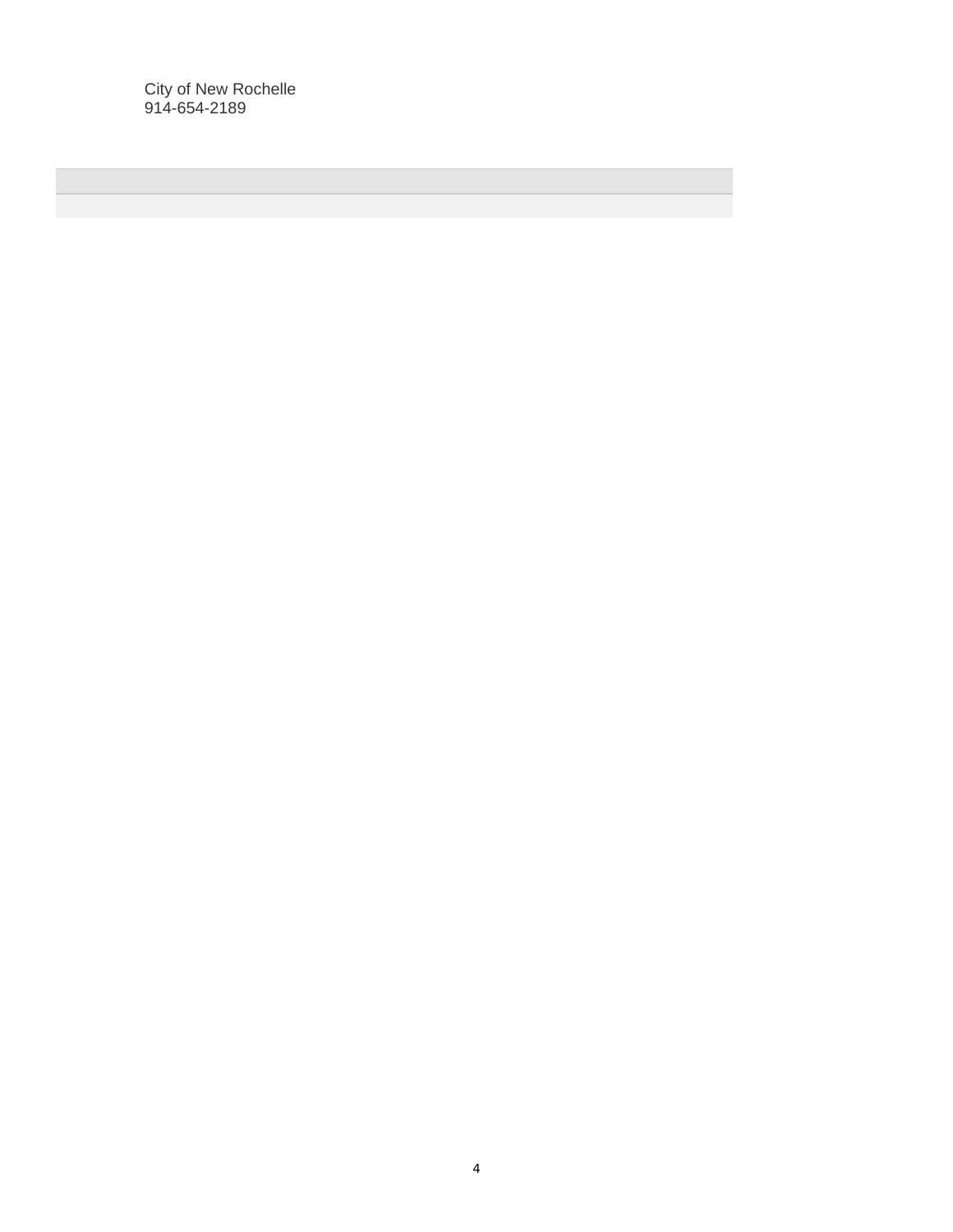City of New Rochelle
914-654-2189